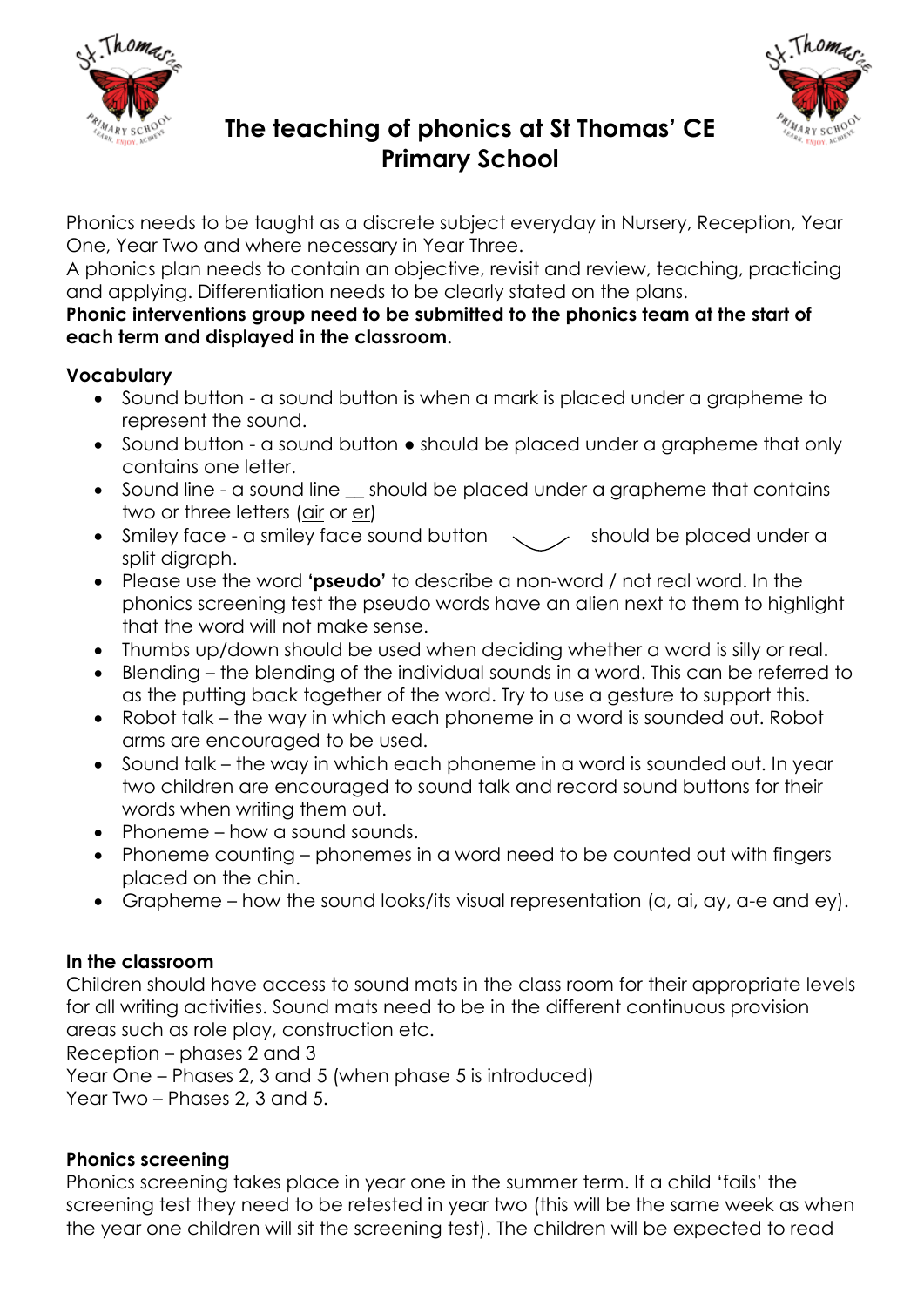# The teaching of phonics at St Thomas' CE Primary School

Phonics needs to be taught as a discrete subject everyday in Nursery, Reception, Year One, Year Two and where necessary in Year Three.
A phonics plan needs to contain an objective, revisit and review, teaching, practicing and applying. Differentiation needs to be clearly stated on the plans.
**Phonic interventions group need to be submitted to the phonics team at the start of each term and displayed in the classroom.**

**Vocabulary**

- Sound button - a sound button is when a mark is placed under a grapheme to represent the sound.
- Sound button - a sound button ● should be placed under a grapheme that only contains one letter.
- Sound line - a sound line __ should be placed under a grapheme that contains two or three letters (<u>air</u> or <u>er</u>)
- Smiley face - a smiley face sound button ◡ should be placed under a split digraph.
- Please use the word **'pseudo'** to describe a non-word / not real word. In the phonics screening test the pseudo words have an alien next to them to highlight that the word will not make sense.
- Thumbs up/down should be used when deciding whether a word is silly or real.
- Blending – the blending of the individual sounds in a word. This can be referred to as the putting back together of the word. Try to use a gesture to support this.
- Robot talk – the way in which each phoneme in a word is sounded out. Robot arms are encouraged to be used.
- Sound talk – the way in which each phoneme in a word is sounded out. In year two children are encouraged to sound talk and record sound buttons for their words when writing them out.
- Phoneme – how a sound sounds.
- Phoneme counting – phonemes in a word need to be counted out with fingers placed on the chin.
- Grapheme – how the sound looks/its visual representation (a, ai, ay, a-e and ey).

**In the classroom**

Children should have access to sound mats in the class room for their appropriate levels for all writing activities. Sound mats need to be in the different continuous provision areas such as role play, construction etc.
Reception – phases 2 and 3
Year One – Phases 2, 3 and 5 (when phase 5 is introduced)
Year Two – Phases 2, 3 and 5.

**Phonics screening**

Phonics screening takes place in year one in the summer term. If a child 'fails' the screening test they need to be retested in year two (this will be the same week as when the year one children will sit the screening test). The children will be expected to read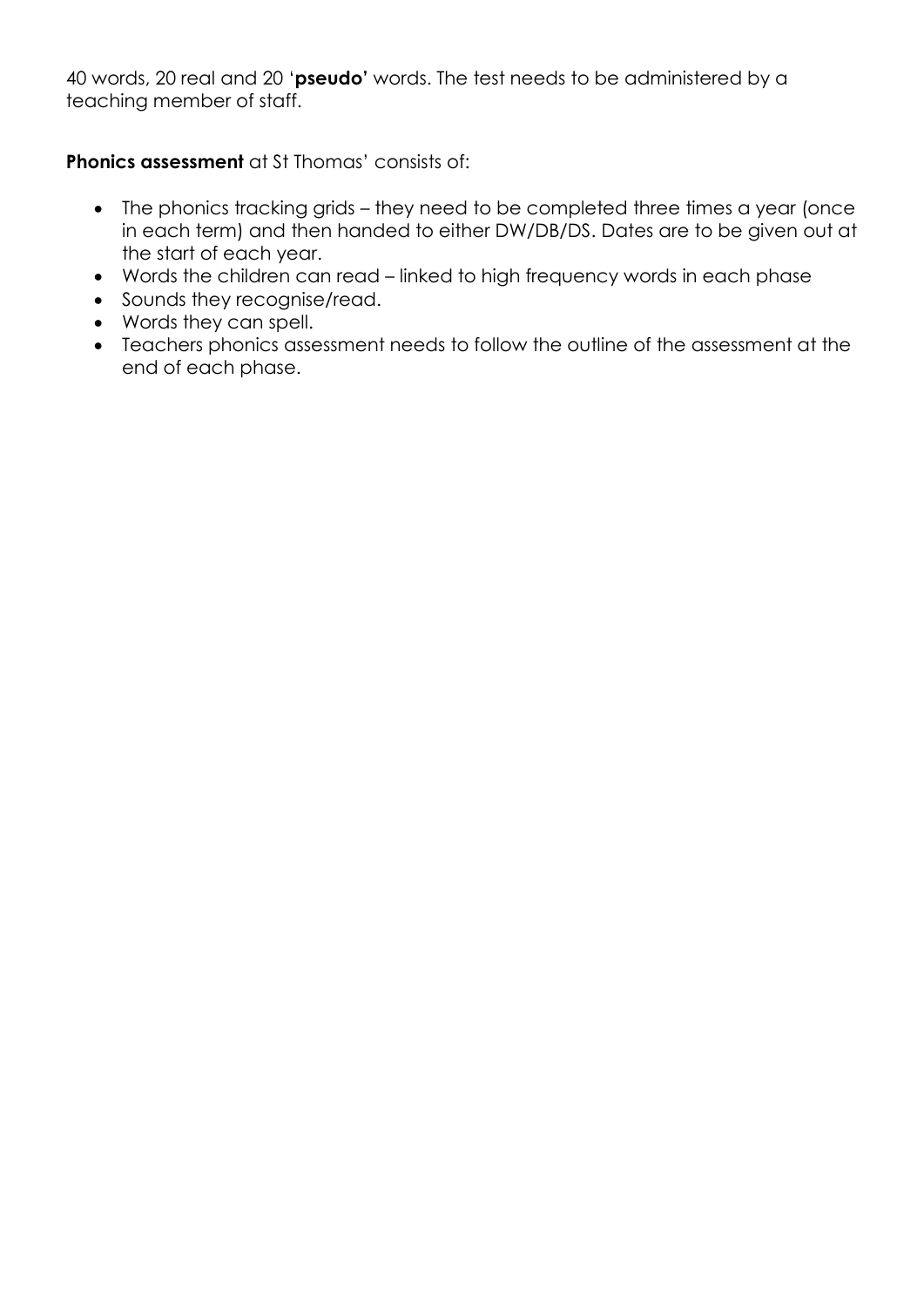40 words, 20 real and 20 '**pseudo'** words. The test needs to be administered by a teaching member of staff.

**Phonics assessment** at St Thomas' consists of:

- The phonics tracking grids – they need to be completed three times a year (once in each term) and then handed to either DW/DB/DS. Dates are to be given out at the start of each year.
- Words the children can read – linked to high frequency words in each phase
- Sounds they recognise/read.
- Words they can spell.
- Teachers phonics assessment needs to follow the outline of the assessment at the end of each phase.